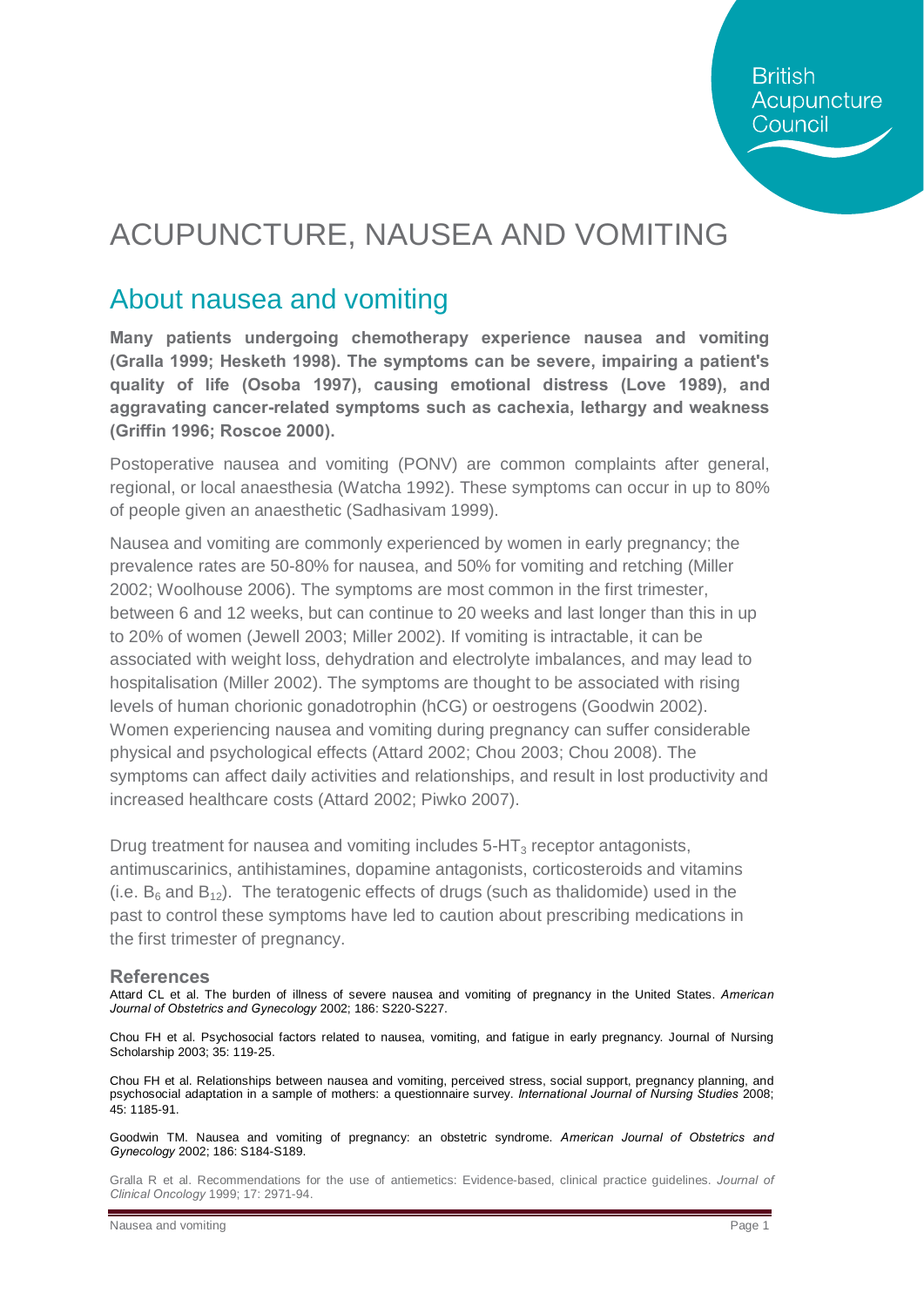# ACUPUNCTURE, NAUSEA AND VOMITING

## About nausea and vomiting

**Many patients undergoing chemotherapy experience nausea and vomiting (Gralla 1999; Hesketh 1998). The symptoms can be severe, impairing a patient's quality of life (Osoba 1997), causing emotional distress (Love 1989), and aggravating cancer-related symptoms such as cachexia, lethargy and weakness (Griffin 1996; Roscoe 2000).**

Postoperative nausea and vomiting (PONV) are common complaints after general, regional, or local anaesthesia (Watcha 1992). These symptoms can occur in up to 80% of people given an anaesthetic (Sadhasivam 1999).

Nausea and vomiting are commonly experienced by women in early pregnancy; the prevalence rates are 50-80% for nausea, and 50% for vomiting and retching (Miller 2002; Woolhouse 2006). The symptoms are most common in the first trimester, between 6 and 12 weeks, but can continue to 20 weeks and last longer than this in up to 20% of women (Jewell 2003; Miller 2002). If vomiting is intractable, it can be associated with weight loss, dehydration and electrolyte imbalances, and may lead to hospitalisation (Miller 2002). The symptoms are thought to be associated with rising levels of human chorionic gonadotrophin (hCG) or oestrogens (Goodwin 2002). Women experiencing nausea and vomiting during pregnancy can suffer considerable physical and psychological effects (Attard 2002; Chou 2003; Chou 2008). The symptoms can affect daily activities and relationships, and result in lost productivity and increased healthcare costs (Attard 2002; Piwko 2007).

Drug treatment for nausea and vomiting includes 5-$HT_3$ receptor antagonists, antimuscarinics, antihistamines, dopamine antagonists, corticosteroids and vitamins (i.e. $B_6$ and $B_{12}$). The teratogenic effects of drugs (such as thalidomide) used in the past to control these symptoms have led to caution about prescribing medications in the first trimester of pregnancy.

### References

Attard CL et al. The burden of illness of severe nausea and vomiting of pregnancy in the United States. *American Journal of Obstetrics and Gynecology* 2002; 186: S220-S227.

Chou FH et al. Psychosocial factors related to nausea, vomiting, and fatigue in early pregnancy. Journal of Nursing Scholarship 2003; 35: 119-25.

Chou FH et al. Relationships between nausea and vomiting, perceived stress, social support, pregnancy planning, and psychosocial adaptation in a sample of mothers: a questionnaire survey. *International Journal of Nursing Studies* 2008; 45: 1185-91.

Goodwin TM. Nausea and vomiting of pregnancy: an obstetric syndrome. *American Journal of Obstetrics and Gynecology* 2002; 186: S184-S189.

Gralla R et al. Recommendations for the use of antiemetics: Evidence-based, clinical practice guidelines. *Journal of Clinical Oncology* 1999; 17: 2971-94.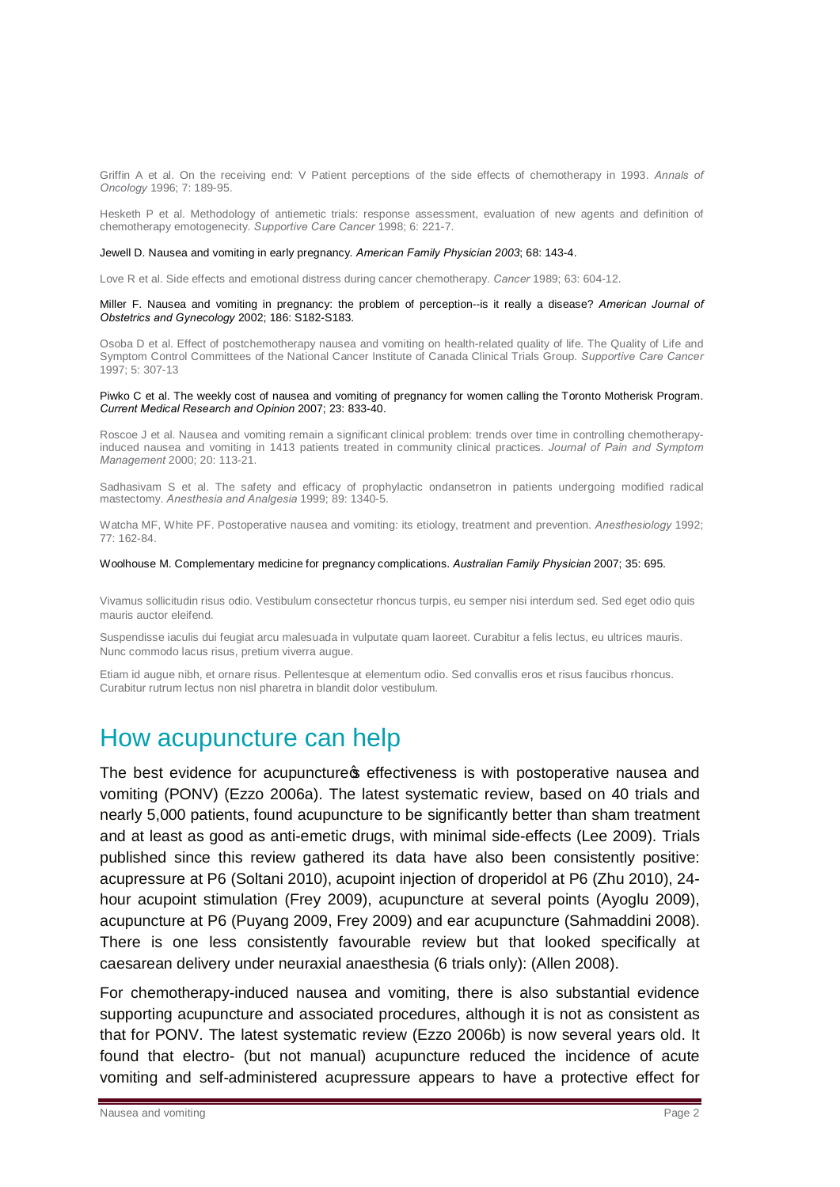Griffin A et al. On the receiving end: V Patient perceptions of the side effects of chemotherapy in 1993. *Annals of Oncology* 1996; 7: 189-95.

Hesketh P et al. Methodology of antiemetic trials: response assessment, evaluation of new agents and definition of chemotherapy emotogenecity. *Supportive Care Cancer* 1998; 6: 221-7.

Jewell D. Nausea and vomiting in early pregnancy. *American Family Physician 2003*; 68: 143-4.

Love R et al. Side effects and emotional distress during cancer chemotherapy. *Cancer* 1989; 63: 604-12.

Miller F. Nausea and vomiting in pregnancy: the problem of perception--is it really a disease? *American Journal of Obstetrics and Gynecology* 2002; 186: S182-S183.

Osoba D et al. Effect of postchemotherapy nausea and vomiting on health-related quality of life. The Quality of Life and Symptom Control Committees of the National Cancer Institute of Canada Clinical Trials Group. *Supportive Care Cancer* 1997; 5: 307-13

Piwko C et al. The weekly cost of nausea and vomiting of pregnancy for women calling the Toronto Motherisk Program. *Current Medical Research and Opinion* 2007; 23: 833-40.

Roscoe J et al. Nausea and vomiting remain a significant clinical problem: trends over time in controlling chemotherapy-induced nausea and vomiting in 1413 patients treated in community clinical practices. *Journal of Pain and Symptom Management* 2000; 20: 113-21.

Sadhasivam S et al. The safety and efficacy of prophylactic ondansetron in patients undergoing modified radical mastectomy. *Anesthesia and Analgesia* 1999; 89: 1340-5.

Watcha MF, White PF. Postoperative nausea and vomiting: its etiology, treatment and prevention. *Anesthesiology* 1992; 77: 162-84.

Woolhouse M. Complementary medicine for pregnancy complications. *Australian Family Physician* 2007; 35: 695.

Vivamus sollicitudin risus odio. Vestibulum consectetur rhoncus turpis, eu semper nisi interdum sed. Sed eget odio quis mauris auctor eleifend.

Suspendisse iaculis dui feugiat arcu malesuada in vulputate quam laoreet. Curabitur a felis lectus, eu ultrices mauris. Nunc commodo lacus risus, pretium viverra augue.

Etiam id augue nibh, et ornare risus. Pellentesque at elementum odio. Sed convallis eros et risus faucibus rhoncus. Curabitur rutrum lectus non nisl pharetra in blandit dolor vestibulum.

# How acupuncture can help

The best evidence for acupuncture's effectiveness is with postoperative nausea and vomiting (PONV) (Ezzo 2006a). The latest systematic review, based on 40 trials and nearly 5,000 patients, found acupuncture to be significantly better than sham treatment and at least as good as anti-emetic drugs, with minimal side-effects (Lee 2009). Trials published since this review gathered its data have also been consistently positive: acupressure at P6 (Soltani 2010), acupoint injection of droperidol at P6 (Zhu 2010), 24-hour acupoint stimulation (Frey 2009), acupuncture at several points (Ayoglu 2009), acupuncture at P6 (Puyang 2009, Frey 2009) and ear acupuncture (Sahmaddini 2008). There is one less consistently favourable review but that looked specifically at caesarean delivery under neuraxial anaesthesia (6 trials only): (Allen 2008).

For chemotherapy-induced nausea and vomiting, there is also substantial evidence supporting acupuncture and associated procedures, although it is not as consistent as that for PONV. The latest systematic review (Ezzo 2006b) is now several years old. It found that electro- (but not manual) acupuncture reduced the incidence of acute vomiting and self-administered acupressure appears to have a protective effect for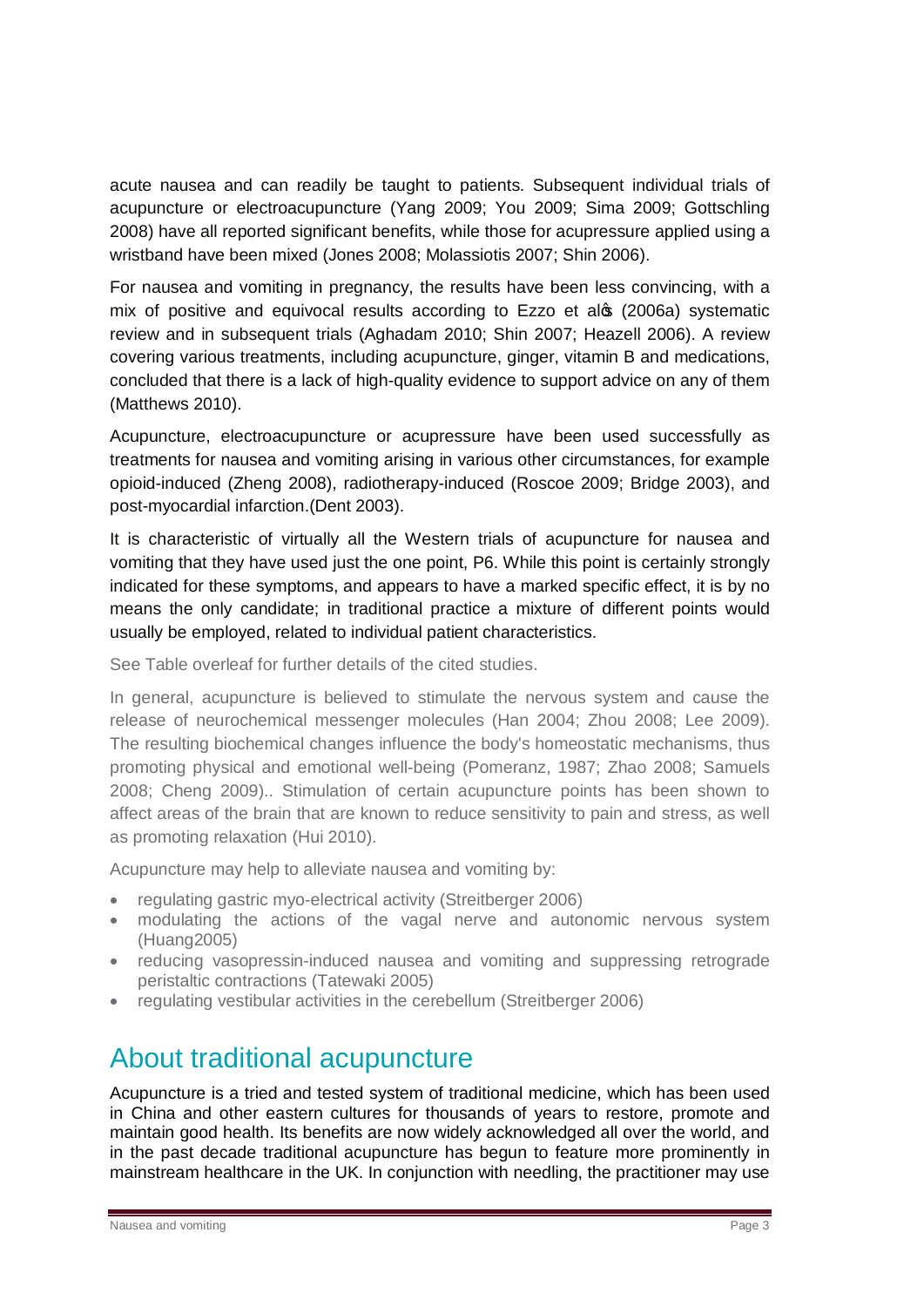acute nausea and can readily be taught to patients. Subsequent individual trials of acupuncture or electroacupuncture (Yang 2009; You 2009; Sima 2009; Gottschling 2008) have all reported significant benefits, while those for acupressure applied using a wristband have been mixed (Jones 2008; Molassiotis 2007; Shin 2006).

For nausea and vomiting in pregnancy, the results have been less convincing, with a mix of positive and equivocal results according to Ezzo et al's (2006a) systematic review and in subsequent trials (Aghadam 2010; Shin 2007; Heazell 2006). A review covering various treatments, including acupuncture, ginger, vitamin B and medications, concluded that there is a lack of high-quality evidence to support advice on any of them (Matthews 2010).

Acupuncture, electroacupuncture or acupressure have been used successfully as treatments for nausea and vomiting arising in various other circumstances, for example opioid-induced (Zheng 2008), radiotherapy-induced (Roscoe 2009; Bridge 2003), and post-myocardial infarction.(Dent 2003).

It is characteristic of virtually all the Western trials of acupuncture for nausea and vomiting that they have used just the one point, P6. While this point is certainly strongly indicated for these symptoms, and appears to have a marked specific effect, it is by no means the only candidate; in traditional practice a mixture of different points would usually be employed, related to individual patient characteristics.

See Table overleaf for further details of the cited studies.

In general, acupuncture is believed to stimulate the nervous system and cause the release of neurochemical messenger molecules (Han 2004; Zhou 2008; Lee 2009). The resulting biochemical changes influence the body's homeostatic mechanisms, thus promoting physical and emotional well-being (Pomeranz, 1987; Zhao 2008; Samuels 2008; Cheng 2009).. Stimulation of certain acupuncture points has been shown to affect areas of the brain that are known to reduce sensitivity to pain and stress, as well as promoting relaxation (Hui 2010).

Acupuncture may help to alleviate nausea and vomiting by:

- regulating gastric myo-electrical activity (Streitberger 2006)
- modulating the actions of the vagal nerve and autonomic nervous system (Huang2005)
- reducing vasopressin-induced nausea and vomiting and suppressing retrograde peristaltic contractions (Tatewaki 2005)
- regulating vestibular activities in the cerebellum (Streitberger 2006)

## About traditional acupuncture

Acupuncture is a tried and tested system of traditional medicine, which has been used in China and other eastern cultures for thousands of years to restore, promote and maintain good health. Its benefits are now widely acknowledged all over the world, and in the past decade traditional acupuncture has begun to feature more prominently in mainstream healthcare in the UK. In conjunction with needling, the practitioner may use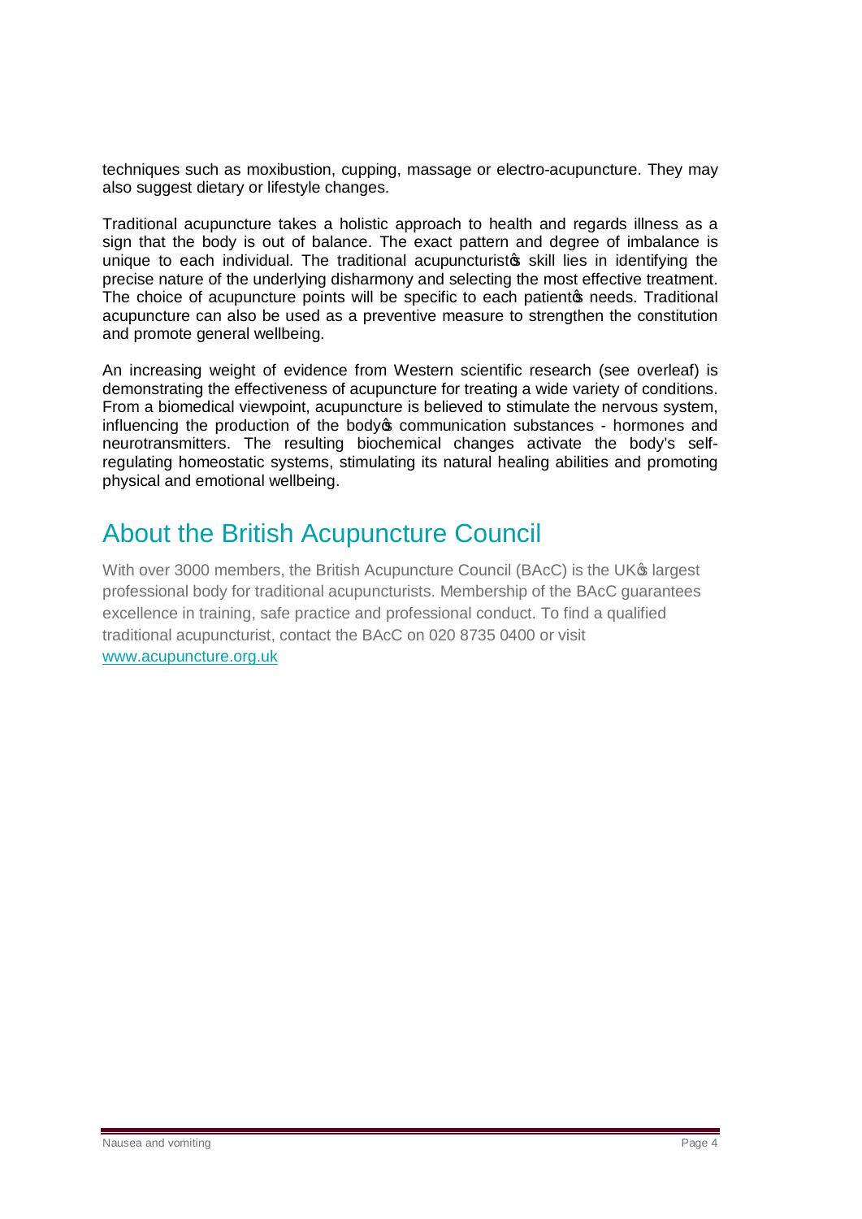techniques such as moxibustion, cupping, massage or electro-acupuncture. They may also suggest dietary or lifestyle changes.

Traditional acupuncture takes a holistic approach to health and regards illness as a sign that the body is out of balance. The exact pattern and degree of imbalance is unique to each individual. The traditional acupuncturist's skill lies in identifying the precise nature of the underlying disharmony and selecting the most effective treatment. The choice of acupuncture points will be specific to each patient's needs. Traditional acupuncture can also be used as a preventive measure to strengthen the constitution and promote general wellbeing.

An increasing weight of evidence from Western scientific research (see overleaf) is demonstrating the effectiveness of acupuncture for treating a wide variety of conditions. From a biomedical viewpoint, acupuncture is believed to stimulate the nervous system, influencing the production of the body's communication substances - hormones and neurotransmitters. The resulting biochemical changes activate the body's self-regulating homeostatic systems, stimulating its natural healing abilities and promoting physical and emotional wellbeing.

## About the British Acupuncture Council

With over 3000 members, the British Acupuncture Council (BAcC) is the UK's largest professional body for traditional acupuncturists. Membership of the BAcC guarantees excellence in training, safe practice and professional conduct. To find a qualified traditional acupuncturist, contact the BAcC on 020 8735 0400 or visit [www.acupuncture.org.uk](http://www.acupuncture.org.uk)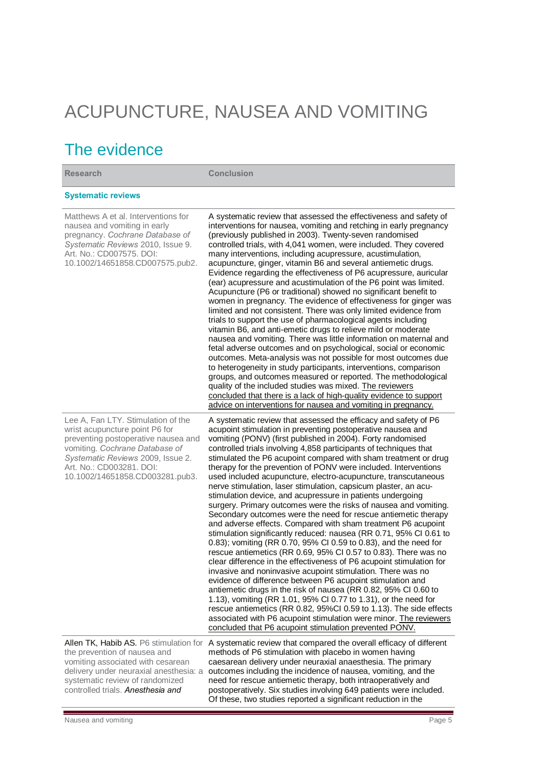# ACUPUNCTURE, NAUSEA AND VOMITING

## The evidence

| Research | Conclusion |
|---|---|
| **Systematic reviews** | |
| Matthews A et al. Interventions for nausea and vomiting in early pregnancy. *Cochrane Database of Systematic Reviews* 2010, Issue 9. Art. No.: CD007575. DOI: 10.1002/14651858.CD007575.pub2. | A systematic review that assessed the effectiveness and safety of interventions for nausea, vomiting and retching in early pregnancy (previously published in 2003). Twenty-seven randomised controlled trials, with 4,041 women, were included. They covered many interventions, including acupressure, acustimulation, acupuncture, ginger, vitamin B6 and several antiemetic drugs. Evidence regarding the effectiveness of P6 acupressure, auricular (ear) acupressure and acustimulation of the P6 point was limited. Acupuncture (P6 or traditional) showed no significant benefit to women in pregnancy. The evidence of effectiveness for ginger was limited and not consistent. There was only limited evidence from trials to support the use of pharmacological agents including vitamin B6, and anti-emetic drugs to relieve mild or moderate nausea and vomiting. There was little information on maternal and fetal adverse outcomes and on psychological, social or economic outcomes. Meta-analysis was not possible for most outcomes due to heterogeneity in study participants, interventions, comparison groups, and outcomes measured or reported. The methodological quality of the included studies was mixed. The reviewers concluded that there is a lack of high-quality evidence to support advice on interventions for nausea and vomiting in pregnancy. |
| Lee A, Fan LTY. Stimulation of the wrist acupuncture point P6 for preventing postoperative nausea and vomiting. *Cochrane Database of Systematic Reviews* 2009, Issue 2. Art. No.: CD003281. DOI: 10.1002/14651858.CD003281.pub3. | A systematic review that assessed the efficacy and safety of P6 acupoint stimulation in preventing postoperative nausea and vomiting (PONV) (first published in 2004). Forty randomised controlled trials involving 4,858 participants of techniques that stimulated the P6 acupoint compared with sham treatment or drug therapy for the prevention of PONV were included. Interventions used included acupuncture, electro-acupuncture, transcutaneous nerve stimulation, laser stimulation, capsicum plaster, an acu-stimulation device, and acupressure in patients undergoing surgery. Primary outcomes were the risks of nausea and vomiting. Secondary outcomes were the need for rescue antiemetic therapy and adverse effects. Compared with sham treatment P6 acupoint stimulation significantly reduced: nausea (RR 0.71, 95% CI 0.61 to 0.83); vomiting (RR 0.70, 95% CI 0.59 to 0.83), and the need for rescue antiemetics (RR 0.69, 95% CI 0.57 to 0.83). There was no clear difference in the effectiveness of P6 acupoint stimulation for invasive and noninvasive acupoint stimulation. There was no evidence of difference between P6 acupoint stimulation and antiemetic drugs in the risk of nausea (RR 0.82, 95% CI 0.60 to 1.13), vomiting (RR 1.01, 95% CI 0.77 to 1.31), or the need for rescue antiemetics (RR 0.82, 95%CI 0.59 to 1.13). The side effects associated with P6 acupoint stimulation were minor. The reviewers concluded that P6 acupoint stimulation prevented PONV. |
| Allen TK, Habib AS. P6 stimulation for the prevention of nausea and vomiting associated with cesarean delivery under neuraxial anesthesia: a systematic review of randomized controlled trials. *Anesthesia and* | A systematic review that compared the overall efficacy of different methods of P6 stimulation with placebo in women having caesarean delivery under neuraxial anaesthesia. The primary outcomes including the incidence of nausea, vomiting, and the need for rescue antiemetic therapy, both intraoperatively and postoperatively. Six studies involving 649 patients were included. Of these, two studies reported a significant reduction in the |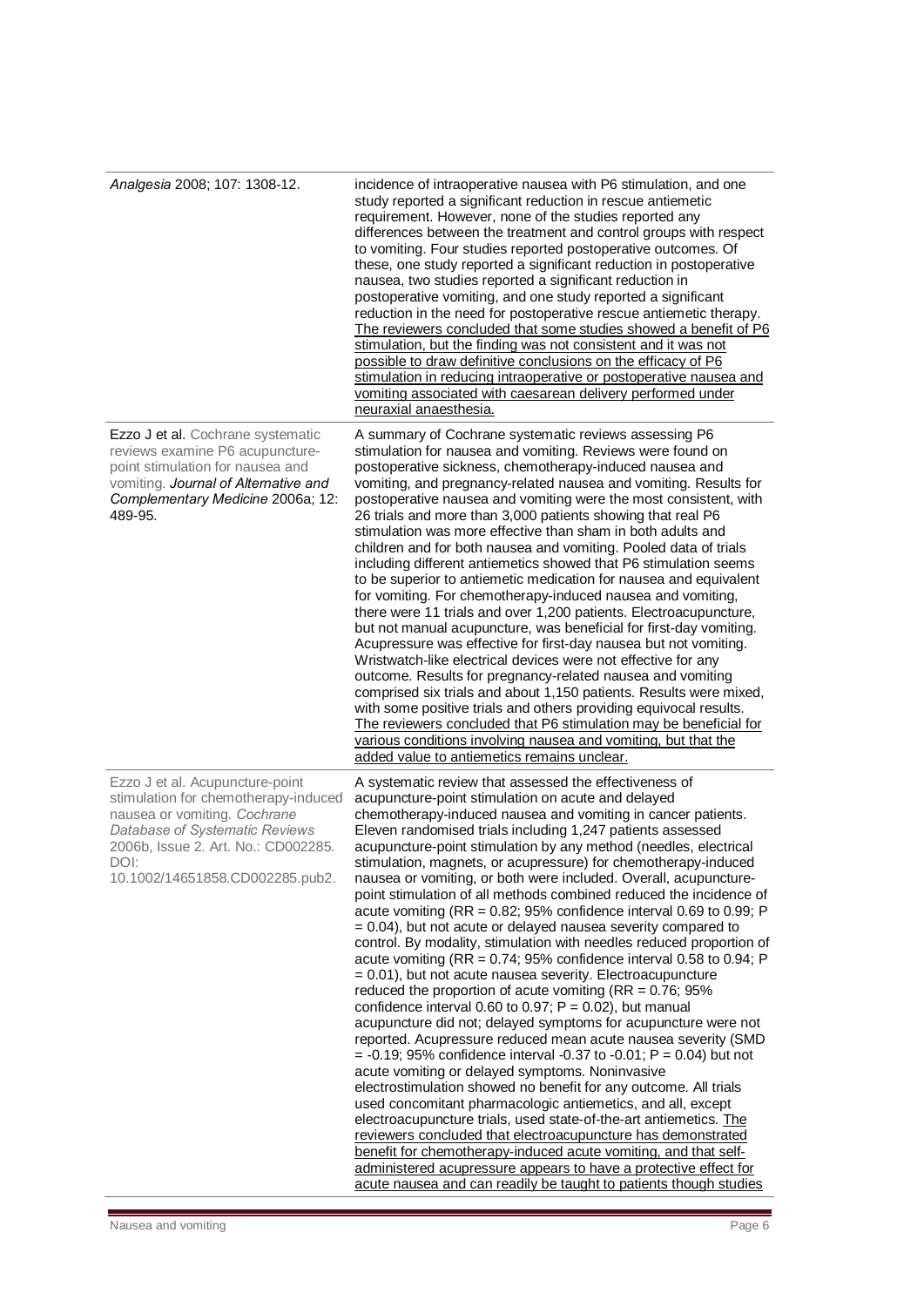| | |
|---|---|
| *Analgesia* 2008; 107: 1308-12. | incidence of intraoperative nausea with P6 stimulation, and one study reported a significant reduction in rescue antiemetic requirement. However, none of the studies reported any differences between the treatment and control groups with respect to vomiting. Four studies reported postoperative outcomes. Of these, one study reported a significant reduction in postoperative nausea, two studies reported a significant reduction in postoperative vomiting, and one study reported a significant reduction in the need for postoperative rescue antiemetic therapy. <u>The reviewers concluded that some studies showed a benefit of P6 stimulation, but the finding was not consistent and it was not possible to draw definitive conclusions on the efficacy of P6 stimulation in reducing intraoperative or postoperative nausea and vomiting associated with caesarean delivery performed under neuraxial anaesthesia.</u> |
| **Ezzo J et al.** Cochrane systematic reviews examine P6 acupuncture-point stimulation for nausea and vomiting. ***Journal of Alternative and Complementary Medicine*** 2006a; 12: 489-95. | A summary of Cochrane systematic reviews assessing P6 stimulation for nausea and vomiting. Reviews were found on postoperative sickness, chemotherapy-induced nausea and vomiting, and pregnancy-related nausea and vomiting. Results for postoperative nausea and vomiting were the most consistent, with 26 trials and more than 3,000 patients showing that real P6 stimulation was more effective than sham in both adults and children and for both nausea and vomiting. Pooled data of trials including different antiemetics showed that P6 stimulation seems to be superior to antiemetic medication for nausea and equivalent for vomiting. For chemotherapy-induced nausea and vomiting, there were 11 trials and over 1,200 patients. Electroacupuncture, but not manual acupuncture, was beneficial for first-day vomiting. Acupressure was effective for first-day nausea but not vomiting. Wristwatch-like electrical devices were not effective for any outcome. Results for pregnancy-related nausea and vomiting comprised six trials and about 1,150 patients. Results were mixed, with some positive trials and others providing equivocal results. <u>The reviewers concluded that P6 stimulation may be beneficial for various conditions involving nausea and vomiting, but that the added value to antiemetics remains unclear.</u> |
| Ezzo J et al. Acupuncture-point stimulation for chemotherapy-induced nausea or vomiting. *Cochrane Database of Systematic Reviews* 2006b, Issue 2. Art. No.: CD002285. DOI: 10.1002/14651858.CD002285.pub2. | A systematic review that assessed the effectiveness of acupuncture-point stimulation on acute and delayed chemotherapy-induced nausea and vomiting in cancer patients. Eleven randomised trials including 1,247 patients assessed acupuncture-point stimulation by any method (needles, electrical stimulation, magnets, or acupressure) for chemotherapy-induced nausea or vomiting, or both were included. Overall, acupuncture-point stimulation of all methods combined reduced the incidence of acute vomiting (RR = 0.82; 95% confidence interval 0.69 to 0.99; P = 0.04), but not acute or delayed nausea severity compared to control. By modality, stimulation with needles reduced proportion of acute vomiting (RR = 0.74; 95% confidence interval 0.58 to 0.94; P = 0.01), but not acute nausea severity. Electroacupuncture reduced the proportion of acute vomiting (RR = 0.76; 95% confidence interval 0.60 to 0.97; P = 0.02), but manual acupuncture did not; delayed symptoms for acupuncture were not reported. Acupressure reduced mean acute nausea severity (SMD = -0.19; 95% confidence interval -0.37 to -0.01; P = 0.04) but not acute vomiting or delayed symptoms. Noninvasive electrostimulation showed no benefit for any outcome. All trials used concomitant pharmacologic antiemetics, and all, except electroacupuncture trials, used state-of-the-art antiemetics. <u>The reviewers concluded that electroacupuncture has demonstrated benefit for chemotherapy-induced acute vomiting, and that self-administered acupressure appears to have a protective effect for acute nausea and can readily be taught to patients though studies</u> |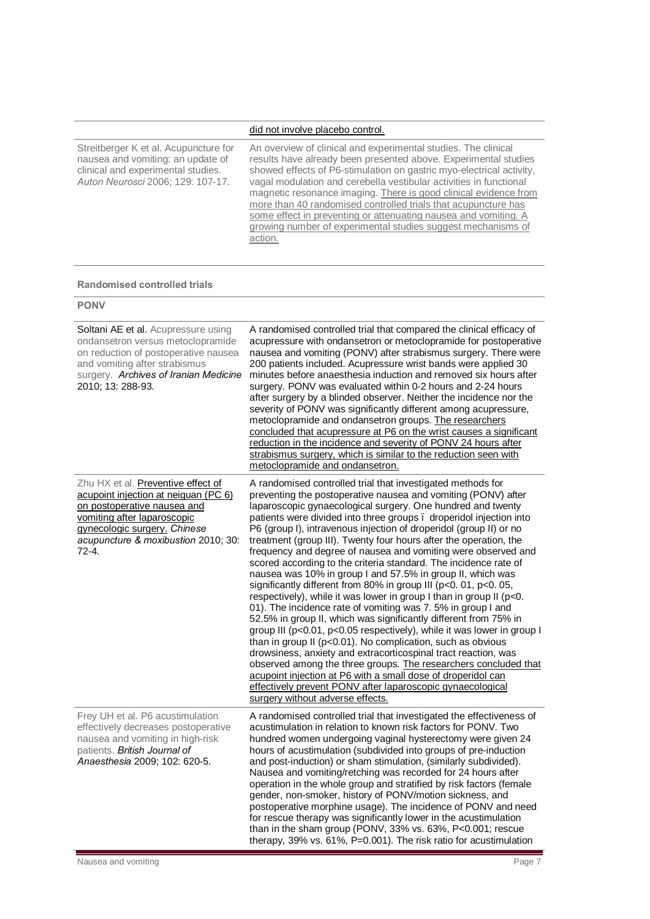| | |
|---|---|
| | did not involve placebo control. |
| Streitberger K et al. Acupuncture for nausea and vomiting: an update of clinical and experimental studies. *Auton Neurosci* 2006; 129: 107-17. | An overview of clinical and experimental studies. The clinical results have already been presented above. Experimental studies showed effects of P6-stimulation on gastric myo-electrical activity, vagal modulation and cerebella vestibular activities in functional magnetic resonance imaging. There is good clinical evidence from more than 40 randomised controlled trials that acupuncture has some effect in preventing or attenuating nausea and vomiting. A growing number of experimental studies suggest mechanisms of action. |

**Randomised controlled trials**

**PONV**

| | |
|---|---|
| Soltani AE et al. Acupressure using ondansetron versus metoclopramide on reduction of postoperative nausea and vomiting after strabismus surgery. *Archives of Iranian Medicine* 2010; 13: 288-93. | A randomised controlled trial that compared the clinical efficacy of acupressure with ondansetron or metoclopramide for postoperative nausea and vomiting (PONV) after strabismus surgery. There were 200 patients included. Acupressure wrist bands were applied 30 minutes before anaesthesia induction and removed six hours after surgery. PONV was evaluated within 0-2 hours and 2-24 hours after surgery by a blinded observer. Neither the incidence nor the severity of PONV was significantly different among acupressure, metoclopramide and ondansetron groups. The researchers concluded that acupressure at P6 on the wrist causes a significant reduction in the incidence and severity of PONV 24 hours after strabismus surgery, which is similar to the reduction seen with metoclopramide and ondansetron. |
| Zhu HX et al. Preventive effect of acupoint injection at neiguan (PC 6) on postoperative nausea and vomiting after laparoscopic gynecologic surgery. *Chinese acupuncture & moxibustion* 2010; 30: 72-4. | A randomised controlled trial that investigated methods for preventing the postoperative nausea and vomiting (PONV) after laparoscopic gynaecological surgery. One hundred and twenty patients were divided into three groups – droperidol injection into P6 (group I), intravenous injection of droperidol (group II) or no treatment (group III). Twenty four hours after the operation, the frequency and degree of nausea and vomiting were observed and scored according to the criteria standard. The incidence rate of nausea was 10% in group I and 57.5% in group II, which was significantly different from 80% in group III ($p<0.01$, $p<0.05$, respectively), while it was lower in group I than in group II ($p<0.01$). The incidence rate of vomiting was 7.5% in group I and 52.5% in group II, which was significantly different from 75% in group III ($p<0.01$, $p<0.05$ respectively), while it was lower in group I than in group II ($p<0.01$). No complication, such as obvious drowsiness, anxiety and extracorticospinal tract reaction, was observed among the three groups. The researchers concluded that acupoint injection at P6 with a small dose of droperidol can effectively prevent PONV after laparoscopic gynaecological surgery without adverse effects. |
| Frey UH et al. P6 acustimulation effectively decreases postoperative nausea and vomiting in high-risk patients. *British Journal of Anaesthesia* 2009; 102: 620-5. | A randomised controlled trial that investigated the effectiveness of acustimulation in relation to known risk factors for PONV. Two hundred women undergoing vaginal hysterectomy were given 24 hours of acustimulation (subdivided into groups of pre-induction and post-induction) or sham stimulation, (similarly subdivided). Nausea and vomiting/retching was recorded for 24 hours after operation in the whole group and stratified by risk factors (female gender, non-smoker, history of PONV/motion sickness, and postoperative morphine usage). The incidence of PONV and need for rescue therapy was significantly lower in the acustimulation than in the sham group (PONV, 33% vs. 63%, $P<0.001$; rescue therapy, 39% vs. 61%, $P=0.001$). The risk ratio for acustimulation |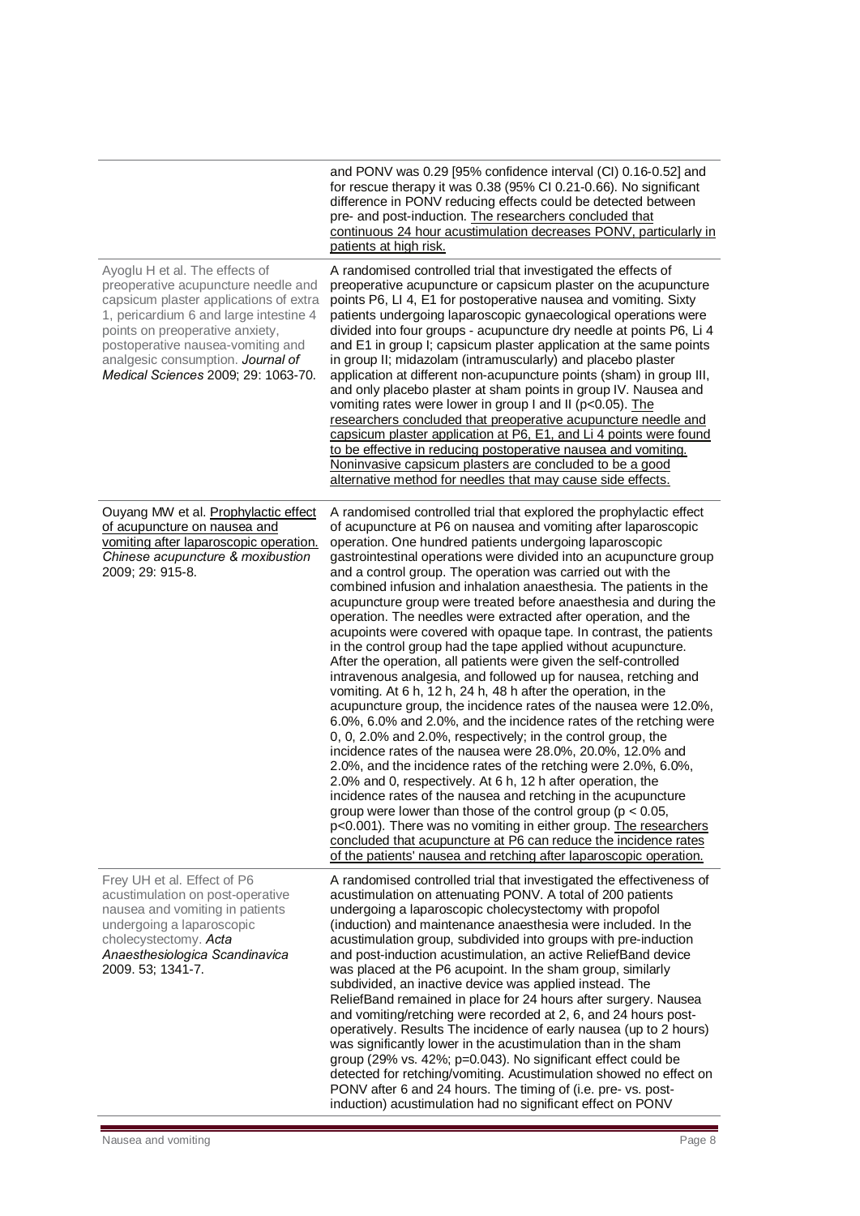| | |
|---|---|
| | and PONV was 0.29 [95% confidence interval (CI) 0.16-0.52] and for rescue therapy it was 0.38 (95% CI 0.21-0.66). No significant difference in PONV reducing effects could be detected between pre- and post-induction. The researchers concluded that continuous 24 hour acustimulation decreases PONV, particularly in patients at high risk. |
| Ayoglu H et al. The effects of preoperative acupuncture needle and capsicum plaster applications of extra 1, pericardium 6 and large intestine 4 points on preoperative anxiety, postoperative nausea-vomiting and analgesic consumption. *Journal of Medical Sciences* 2009; 29: 1063-70. | A randomised controlled trial that investigated the effects of preoperative acupuncture or capsicum plaster on the acupuncture points P6, LI 4, E1 for postoperative nausea and vomiting. Sixty patients undergoing laparoscopic gynaecological operations were divided into four groups - acupuncture dry needle at points P6, Li 4 and E1 in group I; capsicum plaster application at the same points in group II; midazolam (intramuscularly) and placebo plaster application at different non-acupuncture points (sham) in group III, and only placebo plaster at sham points in group IV. Nausea and vomiting rates were lower in group I and II ($p<0.05$). The researchers concluded that preoperative acupuncture needle and capsicum plaster application at P6, E1, and Li 4 points were found to be effective in reducing postoperative nausea and vomiting. Noninvasive capsicum plasters are concluded to be a good alternative method for needles that may cause side effects. |
| Ouyang MW et al. Prophylactic effect of acupuncture on nausea and vomiting after laparoscopic operation. *Chinese acupuncture & moxibustion* 2009; 29: 915-8. | A randomised controlled trial that explored the prophylactic effect of acupuncture at P6 on nausea and vomiting after laparoscopic operation. One hundred patients undergoing laparoscopic gastrointestinal operations were divided into an acupuncture group and a control group. The operation was carried out with the combined infusion and inhalation anaesthesia. The patients in the acupuncture group were treated before anaesthesia and during the operation. The needles were extracted after operation, and the acupoints were covered with opaque tape. In contrast, the patients in the control group had the tape applied without acupuncture. After the operation, all patients were given the self-controlled intravenous analgesia, and followed up for nausea, retching and vomiting. At 6 h, 12 h, 24 h, 48 h after the operation, in the acupuncture group, the incidence rates of the nausea were 12.0%, 6.0%, 6.0% and 2.0%, and the incidence rates of the retching were 0, 0, 2.0% and 2.0%, respectively; in the control group, the incidence rates of the nausea were 28.0%, 20.0%, 12.0% and 2.0%, and the incidence rates of the retching were 2.0%, 6.0%, 2.0% and 0, respectively. At 6 h, 12 h after operation, the incidence rates of the nausea and retching in the acupuncture group were lower than those of the control group ($p < 0.05$, $p<0.001$). There was no vomiting in either group. The researchers concluded that acupuncture at P6 can reduce the incidence rates of the patients' nausea and retching after laparoscopic operation. |
| Frey UH et al. Effect of P6 acustimulation on post-operative nausea and vomiting in patients undergoing a laparoscopic cholecystectomy. *Acta Anaesthesiologica Scandinavica* 2009. 53; 1341-7. | A randomised controlled trial that investigated the effectiveness of acustimulation on attenuating PONV. A total of 200 patients undergoing a laparoscopic cholecystectomy with propofol (induction) and maintenance anaesthesia were included. In the acustimulation group, subdivided into groups with pre-induction and post-induction acustimulation, an active ReliefBand device was placed at the P6 acupoint. In the sham group, similarly subdivided, an inactive device was applied instead. The ReliefBand remained in place for 24 hours after surgery. Nausea and vomiting/retching were recorded at 2, 6, and 24 hours post-operatively. Results The incidence of early nausea (up to 2 hours) was significantly lower in the acustimulation than in the sham group (29% vs. 42%; $p=0.043$). No significant effect could be detected for retching/vomiting. Acustimulation showed no effect on PONV after 6 and 24 hours. The timing of (i.e. pre- vs. post-induction) acustimulation had no significant effect on PONV |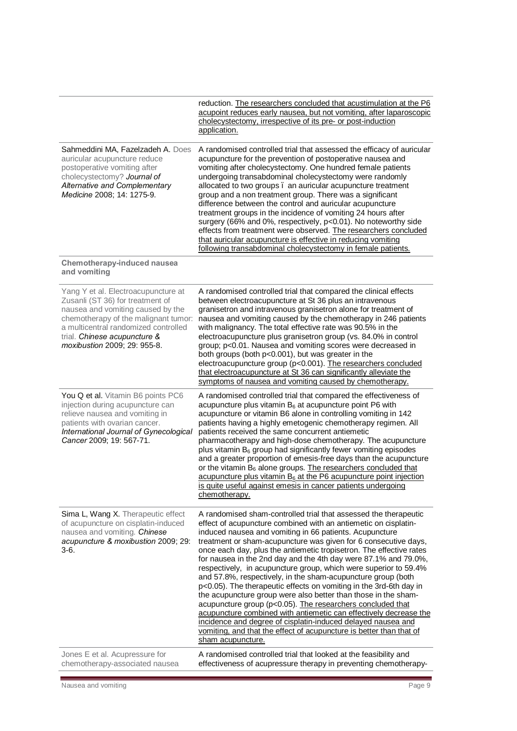| | |
|---|---|
| | reduction. The researchers concluded that acustimulation at the P6 acupoint reduces early nausea, but not vomiting, after laparoscopic cholecystectomy, irrespective of its pre- or post-induction application. |
| Sahmeddini MA, Fazelzadeh A. Does auricular acupuncture reduce postoperative vomiting after cholecystectomy? *Journal of Alternative and Complementary Medicine* 2008; 14: 1275-9. | A randomised controlled trial that assessed the efficacy of auricular acupuncture for the prevention of postoperative nausea and vomiting after cholecystectomy. One hundred female patients undergoing transabdominal cholecystectomy were randomly allocated to two groups ï an auricular acupuncture treatment group and a non treatment group. There was a significant difference between the control and auricular acupuncture treatment groups in the incidence of vomiting 24 hours after surgery (66% and 0%, respectively, $p<0.01$). No noteworthy side effects from treatment were observed. The researchers concluded that auricular acupuncture is effective in reducing vomiting following transabdominal cholecystectomy in female patients. |
| **Chemotherapy-induced nausea and vomiting** | |
| Yang Y et al. Electroacupuncture at Zusanli (ST 36) for treatment of nausea and vomiting caused by the chemotherapy of the malignant tumor: a multicentral randomized controlled trial. *Chinese acupuncture & moxibustion* 2009; 29: 955-8. | A randomised controlled trial that compared the clinical effects between electroacupuncture at St 36 plus an intravenous granisetron and intravenous granisetron alone for treatment of nausea and vomiting caused by the chemotherapy in 246 patients with malignancy. The total effective rate was 90.5% in the electroacupuncture plus granisetron group (vs. 84.0% in control group; $p<0.01$. Nausea and vomiting scores were decreased in both groups (both $p<0.001$), but was greater in the electroacupuncture group ($p<0.001$). The researchers concluded that electroacupuncture at St 36 can significantly alleviate the symptoms of nausea and vomiting caused by chemotherapy. |
| You Q et al. Vitamin B6 points PC6 injection during acupuncture can relieve nausea and vomiting in patients with ovarian cancer. *International Journal of Gynecological Cancer* 2009; 19: 567-71. | A randomised controlled trial that compared the effectiveness of acupuncture plus vitamin $B_6$ at acupuncture point P6 with acupuncture or vitamin B6 alone in controlling vomiting in 142 patients having a highly emetogenic chemotherapy regimen. All patients received the same concurrent antiemetic pharmacotherapy and high-dose chemotherapy. The acupuncture plus vitamin $B_6$ group had significantly fewer vomiting episodes and a greater proportion of emesis-free days than the acupuncture or the vitamin $B_6$ alone groups. The researchers concluded that acupuncture plus vitamin $B_6$ at the P6 acupuncture point injection is quite useful against emesis in cancer patients undergoing chemotherapy. |
| Sima L, Wang X. Therapeutic effect of acupuncture on cisplatin-induced nausea and vomiting. *Chinese acupuncture & moxibustion* 2009; 29: 3-6. | A randomised sham-controlled trial that assessed the therapeutic effect of acupuncture combined with an antiemetic on cisplatin-induced nausea and vomiting in 66 patients. Acupuncture treatment or sham-acupuncture was given for 6 consecutive days, once each day, plus the antiemetic tropisetron. The effective rates for nausea in the 2nd day and the 4th day were 87.1% and 79.0%, respectively, in acupuncture group, which were superior to 59.4% and 57.8%, respectively, in the sham-acupuncture group (both $p<0.05$). The therapeutic effects on vomiting in the 3rd-6th day in the acupuncture group were also better than those in the sham-acupuncture group ($p<0.05$). The researchers concluded that acupuncture combined with antiemetic can effectively decrease the incidence and degree of cisplatin-induced delayed nausea and vomiting, and that the effect of acupuncture is better than that of sham acupuncture. |
| Jones E et al. Acupressure for chemotherapy-associated nausea | A randomised controlled trial that looked at the feasibility and effectiveness of acupressure therapy in preventing chemotherapy- |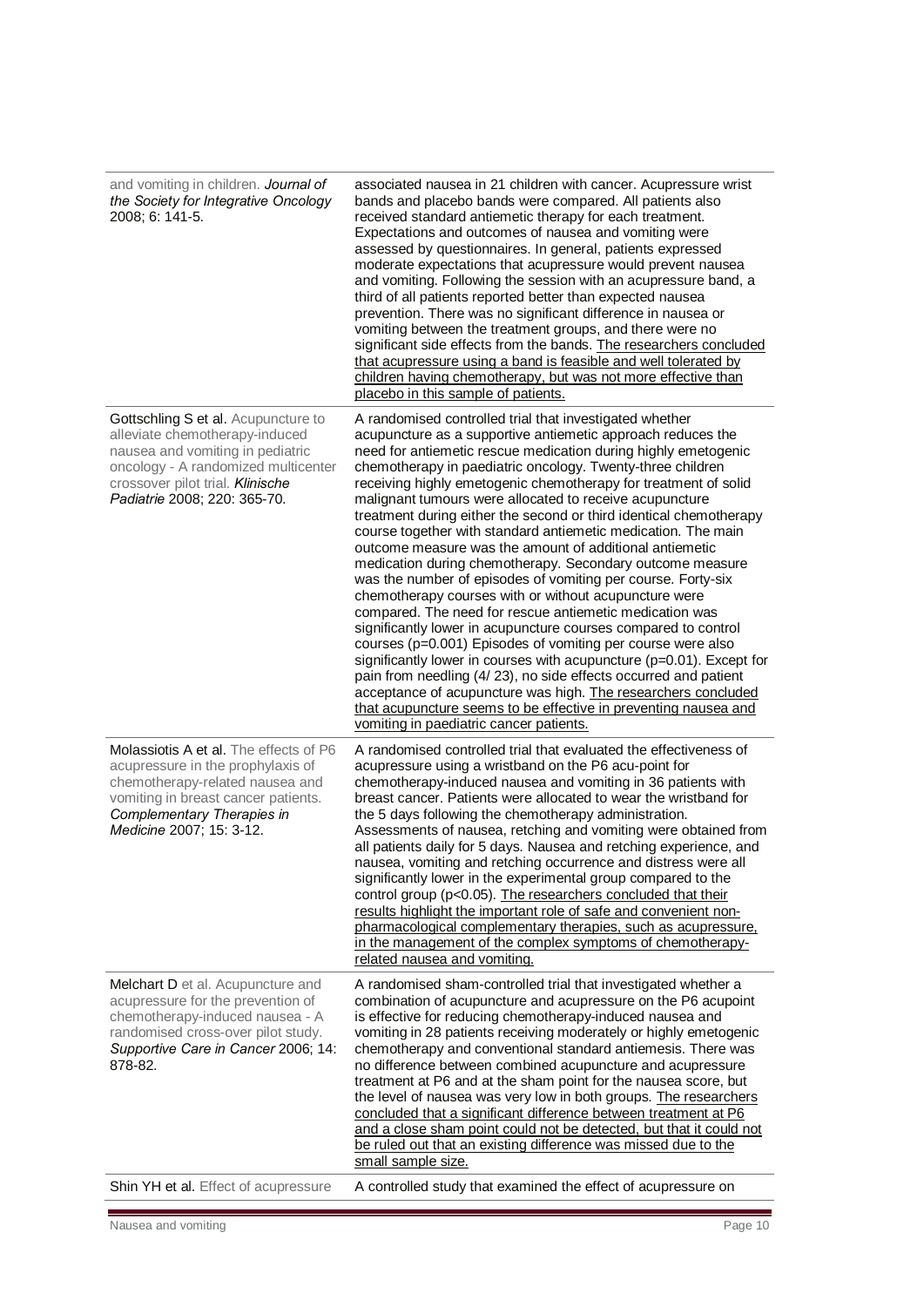| | |
|---|---|
| and vomiting in children. ***Journal of the Society for Integrative Oncology*** 2008; 6: 141-5. | associated nausea in 21 children with cancer. Acupressure wrist bands and placebo bands were compared. All patients also received standard antiemetic therapy for each treatment. Expectations and outcomes of nausea and vomiting were assessed by questionnaires. In general, patients expressed moderate expectations that acupressure would prevent nausea and vomiting. Following the session with an acupressure band, a third of all patients reported better than expected nausea prevention. There was no significant difference in nausea or vomiting between the treatment groups, and there were no significant side effects from the bands. <u>The researchers concluded that acupressure using a band is feasible and well tolerated by children having chemotherapy, but was not more effective than placebo in this sample of patients.</u> |
| Gottschling S et al. Acupuncture to alleviate chemotherapy-induced nausea and vomiting in pediatric oncology - A randomized multicenter crossover pilot trial. ***Klinische Padiatrie*** 2008; 220: 365-70. | A randomised controlled trial that investigated whether acupuncture as a supportive antiemetic approach reduces the need for antiemetic rescue medication during highly emetogenic chemotherapy in paediatric oncology. Twenty-three children receiving highly emetogenic chemotherapy for treatment of solid malignant tumours were allocated to receive acupuncture treatment during either the second or third identical chemotherapy course together with standard antiemetic medication. The main outcome measure was the amount of additional antiemetic medication during chemotherapy. Secondary outcome measure was the number of episodes of vomiting per course. Forty-six chemotherapy courses with or without acupuncture were compared. The need for rescue antiemetic medication was significantly lower in acupuncture courses compared to control courses ($p=0.001$) Episodes of vomiting per course were also significantly lower in courses with acupuncture ($p=0.01$). Except for pain from needling (4/ 23), no side effects occurred and patient acceptance of acupuncture was high. <u>The researchers concluded that acupuncture seems to be effective in preventing nausea and vomiting in paediatric cancer patients.</u> |
| Molassiotis A et al. The effects of P6 acupressure in the prophylaxis of chemotherapy-related nausea and vomiting in breast cancer patients. ***Complementary Therapies in Medicine*** 2007; 15: 3-12. | A randomised controlled trial that evaluated the effectiveness of acupressure using a wristband on the P6 acu-point for chemotherapy-induced nausea and vomiting in 36 patients with breast cancer. Patients were allocated to wear the wristband for the 5 days following the chemotherapy administration. Assessments of nausea, retching and vomiting were obtained from all patients daily for 5 days. Nausea and retching experience, and nausea, vomiting and retching occurrence and distress were all significantly lower in the experimental group compared to the control group ($p<0.05$). <u>The researchers concluded that their results highlight the important role of safe and convenient non-pharmacological complementary therapies, such as acupressure, in the management of the complex symptoms of chemotherapy-related nausea and vomiting.</u> |
| Melchart D et al. Acupuncture and acupressure for the prevention of chemotherapy-induced nausea - A randomised cross-over pilot study. ***Supportive Care in Cancer*** 2006; 14: 878-82. | A randomised sham-controlled trial that investigated whether a combination of acupuncture and acupressure on the P6 acupoint is effective for reducing chemotherapy-induced nausea and vomiting in 28 patients receiving moderately or highly emetogenic chemotherapy and conventional standard antiemesis. There was no difference between combined acupuncture and acupressure treatment at P6 and at the sham point for the nausea score, but the level of nausea was very low in both groups. <u>The researchers concluded that a significant difference between treatment at P6 and a close sham point could not be detected, but that it could not be ruled out that an existing difference was missed due to the small sample size.</u> |
| Shin YH et al. Effect of acupressure | A controlled study that examined the effect of acupressure on |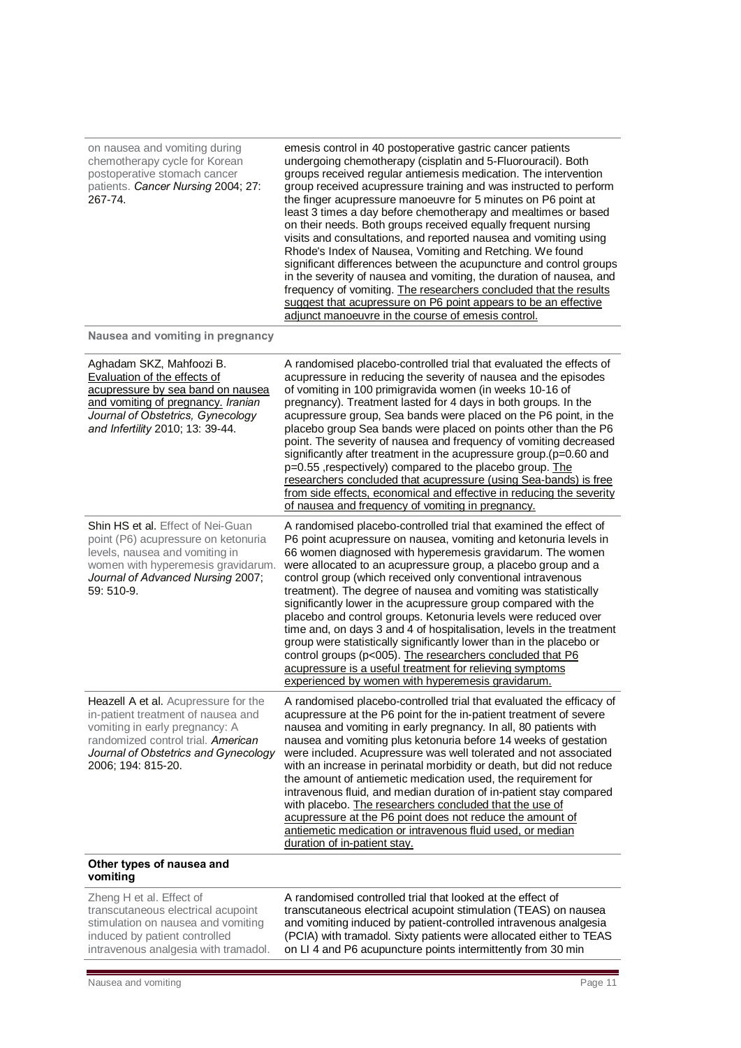| | |
|---|---|
| on nausea and vomiting during chemotherapy cycle for Korean postoperative stomach cancer patients. *Cancer Nursing* 2004; 27: 267-74. | emesis control in 40 postoperative gastric cancer patients undergoing chemotherapy (cisplatin and 5-Fluorouracil). Both groups received regular antiemesis medication. The intervention group received acupressure training and was instructed to perform the finger acupressure manoeuvre for 5 minutes on P6 point at least 3 times a day before chemotherapy and mealtimes or based on their needs. Both groups received equally frequent nursing visits and consultations, and reported nausea and vomiting using Rhode's Index of Nausea, Vomiting and Retching. We found significant differences between the acupuncture and control groups in the severity of nausea and vomiting, the duration of nausea, and frequency of vomiting. The researchers concluded that the results suggest that acupressure on P6 point appears to be an effective adjunct manoeuvre in the course of emesis control. |
| **Nausea and vomiting in pregnancy** | |
| Aghadam SKZ, Mahfoozi B. Evaluation of the effects of acupressure by sea band on nausea and vomiting of pregnancy. *Iranian Journal of Obstetrics, Gynecology and Infertility* 2010; 13: 39-44. | A randomised placebo-controlled trial that evaluated the effects of acupressure in reducing the severity of nausea and the episodes of vomiting in 100 primigravida women (in weeks 10-16 of pregnancy). Treatment lasted for 4 days in both groups. In the acupressure group, Sea bands were placed on the P6 point, in the placebo group Sea bands were placed on points other than the P6 point. The severity of nausea and frequency of vomiting decreased significantly after treatment in the acupressure group.(p=0.60 and p=0.55 ,respectively) compared to the placebo group. The researchers concluded that acupressure (using Sea-bands) is free from side effects, economical and effective in reducing the severity of nausea and frequency of vomiting in pregnancy. |
| **Shin HS et al.** Effect of Nei-Guan point (P6) acupressure on ketonuria levels, nausea and vomiting in women with hyperemesis gravidarum. *Journal of Advanced Nursing* 2007; 59: 510-9. | A randomised placebo-controlled trial that examined the effect of P6 point acupressure on nausea, vomiting and ketonuria levels in 66 women diagnosed with hyperemesis gravidarum. The women were allocated to an acupressure group, a placebo group and a control group (which received only conventional intravenous treatment). The degree of nausea and vomiting was statistically significantly lower in the acupressure group compared with the placebo and control groups. Ketonuria levels were reduced over time and, on days 3 and 4 of hospitalisation, levels in the treatment group were statistically significantly lower than in the placebo or control groups (p<005). The researchers concluded that P6 acupressure is a useful treatment for relieving symptoms experienced by women with hyperemesis gravidarum. |
| **Heazell A et al.** Acupressure for the in-patient treatment of nausea and vomiting in early pregnancy: A randomized control trial. *American Journal of Obstetrics and Gynecology* 2006; 194: 815-20. | A randomised placebo-controlled trial that evaluated the efficacy of acupressure at the P6 point for the in-patient treatment of severe nausea and vomiting in early pregnancy. In all, 80 patients with nausea and vomiting plus ketonuria before 14 weeks of gestation were included. Acupressure was well tolerated and not associated with an increase in perinatal morbidity or death, but did not reduce the amount of antiemetic medication used, the requirement for intravenous fluid, and median duration of in-patient stay compared with placebo. The researchers concluded that the use of acupressure at the P6 point does not reduce the amount of antiemetic medication or intravenous fluid used, or median duration of in-patient stay. |
| **Other types of nausea and vomiting** | |
| Zheng H et al. Effect of transcutaneous electrical acupoint stimulation on nausea and vomiting induced by patient controlled intravenous analgesia with tramadol. | A randomised controlled trial that looked at the effect of transcutaneous electrical acupoint stimulation (TEAS) on nausea and vomiting induced by patient-controlled intravenous analgesia (PCIA) with tramadol. Sixty patients were allocated either to TEAS on LI 4 and P6 acupuncture points intermittently from 30 min |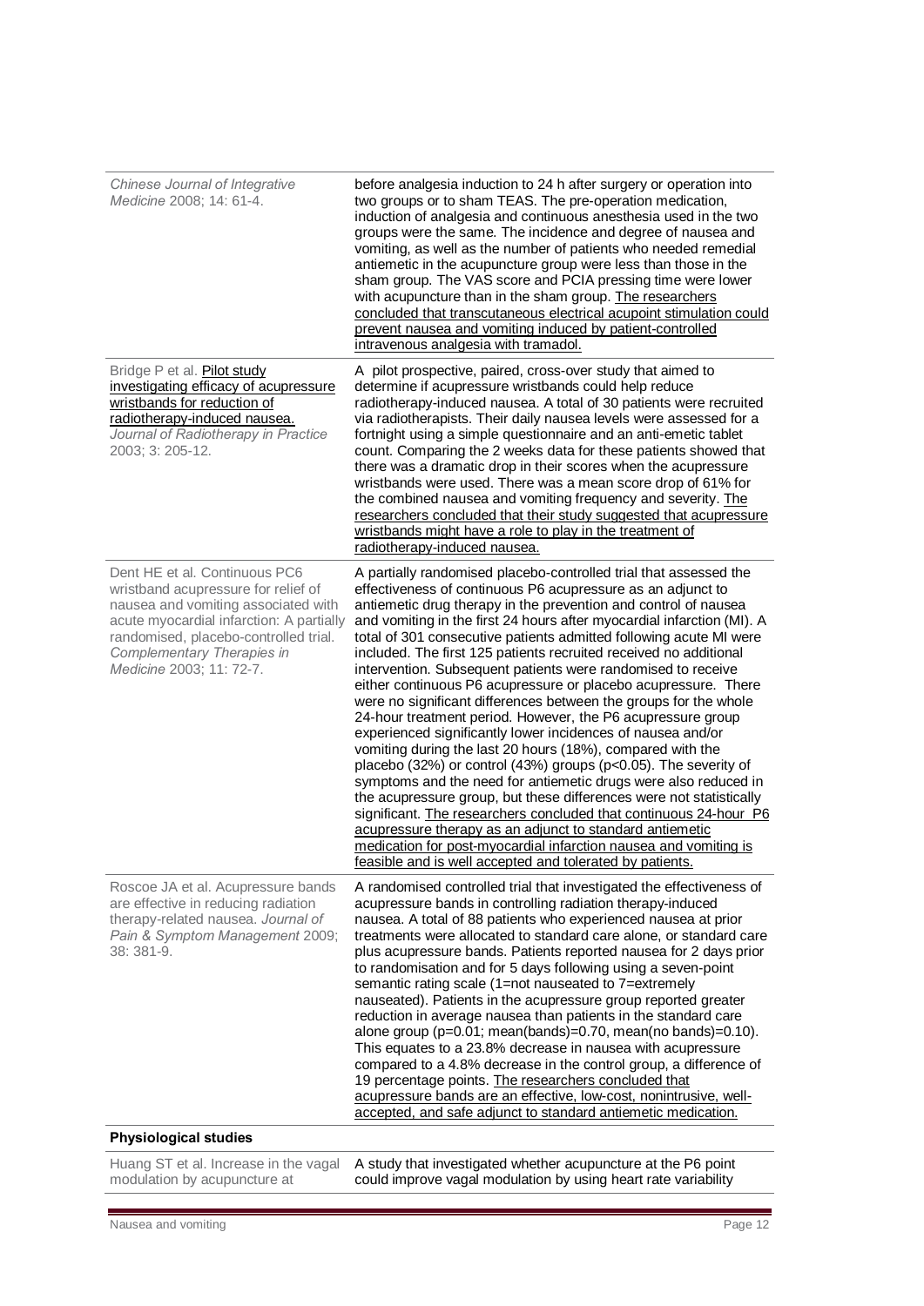| | |
|---|---|
| *Chinese Journal of Integrative Medicine* 2008; 14: 61-4. | before analgesia induction to 24 h after surgery or operation into two groups or to sham TEAS. The pre-operation medication, induction of analgesia and continuous anesthesia used in the two groups were the same. The incidence and degree of nausea and vomiting, as well as the number of patients who needed remedial antiemetic in the acupuncture group were less than those in the sham group. The VAS score and PCIA pressing time were lower with acupuncture than in the sham group. The researchers concluded that transcutaneous electrical acupoint stimulation could prevent nausea and vomiting induced by patient-controlled intravenous analgesia with tramadol. |
| Bridge P et al. Pilot study investigating efficacy of acupressure wristbands for reduction of radiotherapy-induced nausea. *Journal of Radiotherapy in Practice* 2003; 3: 205-12. | A pilot prospective, paired, cross-over study that aimed to determine if acupressure wristbands could help reduce radiotherapy-induced nausea. A total of 30 patients were recruited via radiotherapists. Their daily nausea levels were assessed for a fortnight using a simple questionnaire and an anti-emetic tablet count. Comparing the 2 weeks data for these patients showed that there was a dramatic drop in their scores when the acupressure wristbands were used. There was a mean score drop of 61% for the combined nausea and vomiting frequency and severity. The researchers concluded that their study suggested that acupressure wristbands might have a role to play in the treatment of radiotherapy-induced nausea. |
| Dent HE et al. Continuous PC6 wristband acupressure for relief of nausea and vomiting associated with acute myocardial infarction: A partially randomised, placebo-controlled trial. *Complementary Therapies in Medicine* 2003; 11: 72-7. | A partially randomised placebo-controlled trial that assessed the effectiveness of continuous P6 acupressure as an adjunct to antiemetic drug therapy in the prevention and control of nausea and vomiting in the first 24 hours after myocardial infarction (MI). A total of 301 consecutive patients admitted following acute MI were included. The first 125 patients recruited received no additional intervention. Subsequent patients were randomised to receive either continuous P6 acupressure or placebo acupressure. There were no significant differences between the groups for the whole 24-hour treatment period. However, the P6 acupressure group experienced significantly lower incidences of nausea and/or vomiting during the last 20 hours (18%), compared with the placebo (32%) or control (43%) groups ($p<0.05$). The severity of symptoms and the need for antiemetic drugs were also reduced in the acupressure group, but these differences were not statistically significant. The researchers concluded that continuous 24-hour P6 acupressure therapy as an adjunct to standard antiemetic medication for post-myocardial infarction nausea and vomiting is feasible and is well accepted and tolerated by patients. |
| Roscoe JA et al. Acupressure bands are effective in reducing radiation therapy-related nausea. *Journal of Pain & Symptom Management* 2009; 38: 381-9. | A randomised controlled trial that investigated the effectiveness of acupressure bands in controlling radiation therapy-induced nausea. A total of 88 patients who experienced nausea at prior treatments were allocated to standard care alone, or standard care plus acupressure bands. Patients reported nausea for 2 days prior to randomisation and for 5 days following using a seven-point semantic rating scale (1=not nauseated to 7=extremely nauseated). Patients in the acupressure group reported greater reduction in average nausea than patients in the standard care alone group ($p=0.01$; mean(bands)=0.70, mean(no bands)=0.10). This equates to a 23.8% decrease in nausea with acupressure compared to a 4.8% decrease in the control group, a difference of 19 percentage points. The researchers concluded that acupressure bands are an effective, low-cost, nonintrusive, well-accepted, and safe adjunct to standard antiemetic medication. |
| **Physiological studies** | |
| Huang ST et al. Increase in the vagal modulation by acupuncture at | A study that investigated whether acupuncture at the P6 point could improve vagal modulation by using heart rate variability |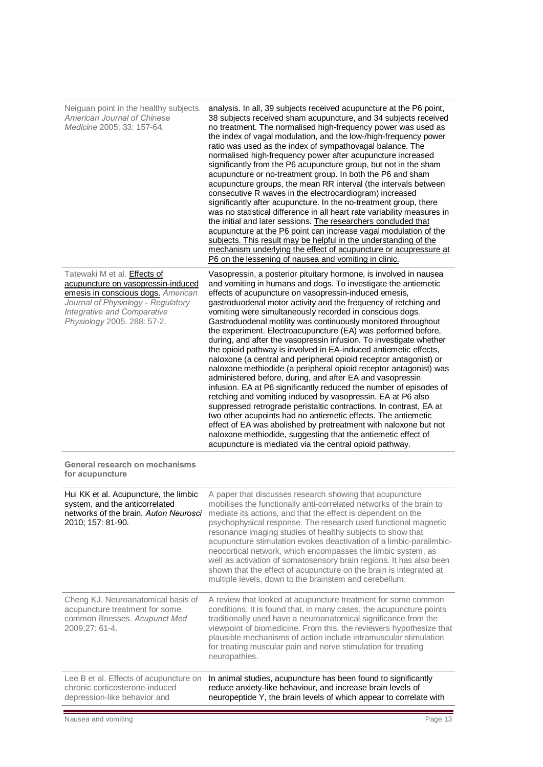| | |
|---|---|
| Neiguan point in the healthy subjects. *American Journal of Chinese Medicine* 2005; 33: 157-64. | analysis. In all, 39 subjects received acupuncture at the P6 point, 38 subjects received sham acupuncture, and 34 subjects received no treatment. The normalised high-frequency power was used as the index of vagal modulation, and the low-/high-frequency power ratio was used as the index of sympathovagal balance. The normalised high-frequency power after acupuncture increased significantly from the P6 acupuncture group, but not in the sham acupuncture or no-treatment group. In both the P6 and sham acupuncture groups, the mean RR interval (the intervals between consecutive R waves in the electrocardiogram) increased significantly after acupuncture. In the no-treatment group, there was no statistical difference in all heart rate variability measures in the initial and later sessions. The researchers concluded that acupuncture at the P6 point can increase vagal modulation of the subjects. This result may be helpful in the understanding of the mechanism underlying the effect of acupuncture or acupressure at P6 on the lessening of nausea and vomiting in clinic. |
| Tatewaki M et al. Effects of acupuncture on vasopressin-induced emesis in conscious dogs. *American Journal of Physiology - Regulatory Integrative and Comparative Physiology* 2005. 288: 57-2. | Vasopressin, a posterior pituitary hormone, is involved in nausea and vomiting in humans and dogs. To investigate the antiemetic effects of acupuncture on vasopressin-induced emesis, gastroduodenal motor activity and the frequency of retching and vomiting were simultaneously recorded in conscious dogs. Gastroduodenal motility was continuously monitored throughout the experiment. Electroacupuncture (EA) was performed before, during, and after the vasopressin infusion. To investigate whether the opioid pathway is involved in EA-induced antiemetic effects, naloxone (a central and peripheral opioid receptor antagonist) or naloxone methiodide (a peripheral opioid receptor antagonist) was administered before, during, and after EA and vasopressin infusion. EA at P6 significantly reduced the number of episodes of retching and vomiting induced by vasopressin. EA at P6 also suppressed retrograde peristaltic contractions. In contrast, EA at two other acupoints had no antiemetic effects. The antiemetic effect of EA was abolished by pretreatment with naloxone but not naloxone methiodide, suggesting that the antiemetic effect of acupuncture is mediated via the central opioid pathway. |

**General research on mechanisms for acupuncture**

| | |
|---|---|
| Hui KK et al. Acupuncture, the limbic system, and the anticorrelated networks of the brain. *Auton Neurosci* 2010; 157: 81-90. | A paper that discusses research showing that acupuncture mobilises the functionally anti-correlated networks of the brain to mediate its actions, and that the effect is dependent on the psychophysical response. The research used functional magnetic resonance imaging studies of healthy subjects to show that acupuncture stimulation evokes deactivation of a limbic-paralimbic-neocortical network, which encompasses the limbic system, as well as activation of somatosensory brain regions. It has also been shown that the effect of acupuncture on the brain is integrated at multiple levels, down to the brainstem and cerebellum. |
| Cheng KJ. Neuroanatomical basis of acupuncture treatment for some common illnesses. *Acupunct Med* 2009;27: 61-4. | A review that looked at acupuncture treatment for some common conditions. It is found that, in many cases, the acupuncture points traditionally used have a neuroanatomical significance from the viewpoint of biomedicine. From this, the reviewers hypothesize that plausible mechanisms of action include intramuscular stimulation for treating muscular pain and nerve stimulation for treating neuropathies. |
| Lee B et al. Effects of acupuncture on chronic corticosterone-induced depression-like behavior and | In animal studies, acupuncture has been found to significantly reduce anxiety-like behaviour, and increase brain levels of neuropeptide Y, the brain levels of which appear to correlate with |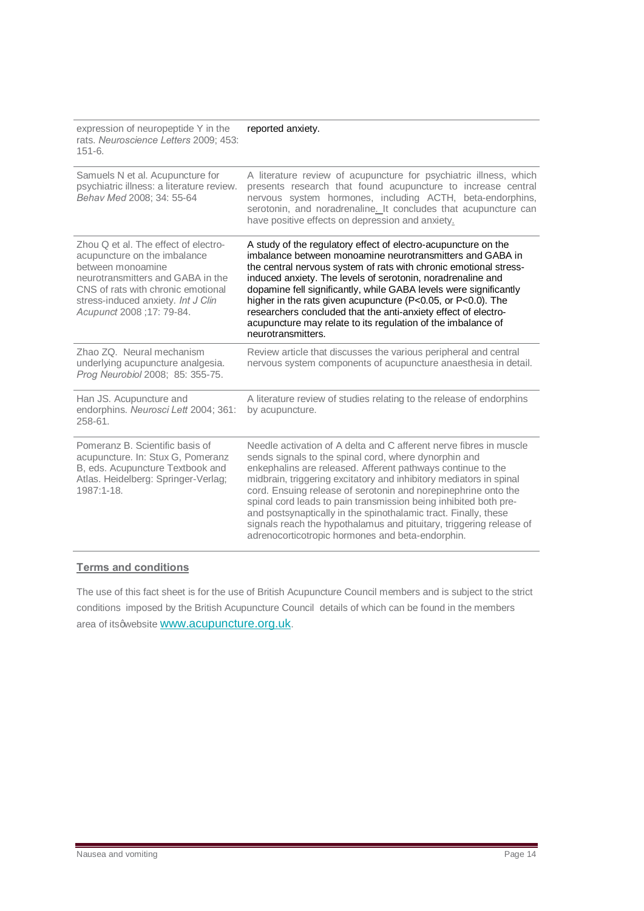| | |
|---|---|
| expression of neuropeptide Y in the rats. *Neuroscience Letters* 2009; 453: 151-6. | reported anxiety. |
| Samuels N et al. Acupuncture for psychiatric illness: a literature review. *Behav Med* 2008; 34: 55-64 | A literature review of acupuncture for psychiatric illness, which presents research that found acupuncture to increase central nervous system hormones, including ACTH, beta-endorphins, serotonin, and noradrenaline. It concludes that acupuncture can have positive effects on depression and anxiety. |
| Zhou Q et al. The effect of electro-acupuncture on the imbalance between monoamine neurotransmitters and GABA in the CNS of rats with chronic emotional stress-induced anxiety. *Int J Clin Acupunct* 2008 ;17: 79-84. | A study of the regulatory effect of electro-acupuncture on the imbalance between monoamine neurotransmitters and GABA in the central nervous system of rats with chronic emotional stress-induced anxiety. The levels of serotonin, noradrenaline and dopamine fell significantly, while GABA levels were significantly higher in the rats given acupuncture (P<0.05, or P<0.0). The researchers concluded that the anti-anxiety effect of electro-acupuncture may relate to its regulation of the imbalance of neurotransmitters. |
| Zhao ZQ. Neural mechanism underlying acupuncture analgesia. *Prog Neurobiol* 2008; 85: 355-75. | Review article that discusses the various peripheral and central nervous system components of acupuncture anaesthesia in detail. |
| Han JS. Acupuncture and endorphins. *Neurosci Lett* 2004; 361: 258-61. | A literature review of studies relating to the release of endorphins by acupuncture. |
| Pomeranz B. Scientific basis of acupuncture. In: Stux G, Pomeranz B, eds. Acupuncture Textbook and Atlas. Heidelberg: Springer-Verlag; 1987:1-18. | Needle activation of A delta and C afferent nerve fibres in muscle sends signals to the spinal cord, where dynorphin and enkephalins are released. Afferent pathways continue to the midbrain, triggering excitatory and inhibitory mediators in spinal cord. Ensuing release of serotonin and norepinephrine onto the spinal cord leads to pain transmission being inhibited both pre- and postsynaptically in the spinothalamic tract. Finally, these signals reach the hypothalamus and pituitary, triggering release of adrenocorticotropic hormones and beta-endorphin. |

## Terms and conditions

The use of this fact sheet is for the use of British Acupuncture Council members and is subject to the strict conditions imposed by the British Acupuncture Council details of which can be found in the members area of itsqwebsite www.acupuncture.org.uk.